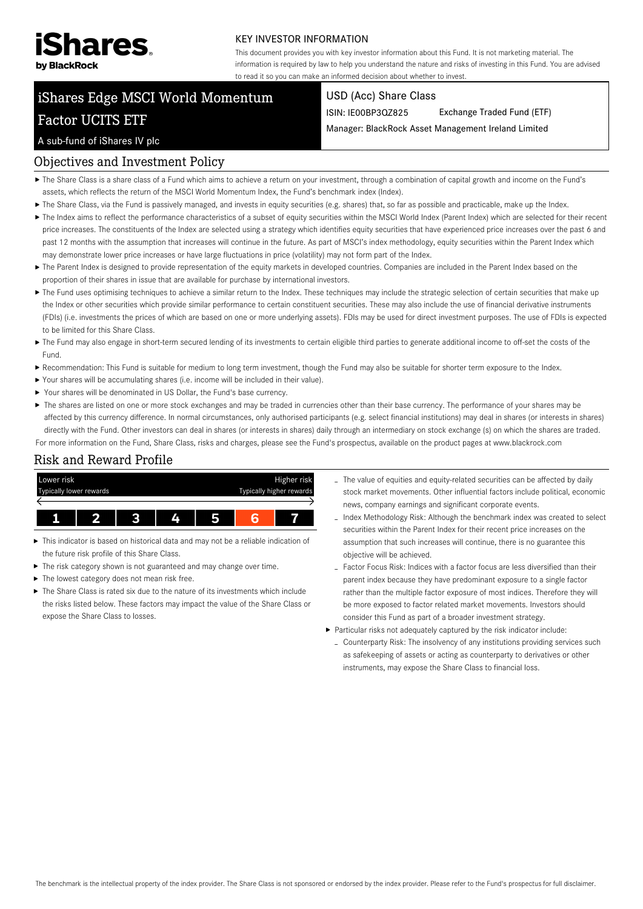iShares by BlackRock

KEY INVESTOR INFORMATION

This document provides you with key investor information about this Fund. It is not marketing material. The information is required by law to help you understand the nature and risks of investing in this Fund. You are advised to read it so you can make an informed decision about whether to invest.

# iShares Edge MSCI World Momentum Factor UCITS ETF

A sub-fund of iShares IV plc

USD (Acc) Share Class

ISIN: IE00BP3QZ825 Exchange Traded Fund (ETF)

Manager: BlackRock Asset Management Ireland Limited

## Objectives and Investment Policy

- The Share Class is a share class of a Fund which aims to achieve a return on your investment, through a combination of capital growth and income on the Fund's assets, which reflects the return of the MSCI World Momentum Index, the Fund's benchmark index (Index).
- The Share Class, via the Fund is passively managed, and invests in equity securities (e.g. shares) that, so far as possible and practicable, make up the Index.
- The Index aims to reflect the performance characteristics of a subset of equity securities within the MSCI World Index (Parent Index) which are selected for their recent price increases. The constituents of the Index are selected using a strategy which identifies equity securities that have experienced price increases over the past 6 and past 12 months with the assumption that increases will continue in the future. As part of MSCI's index methodology, equity securities within the Parent Index which may demonstrate lower price increases or have large fluctuations in price (volatility) may not form part of the Index.
- The Parent Index is designed to provide representation of the equity markets in developed countries. Companies are included in the Parent Index based on the proportion of their shares in issue that are available for purchase by international investors.
- The Fund uses optimising techniques to achieve a similar return to the Index. These techniques may include the strategic selection of certain securities that make up the Index or other securities which provide similar performance to certain constituent securities. These may also include the use of financial derivative instruments (FDIs) (i.e. investments the prices of which are based on one or more underlying assets). FDIs may be used for direct investment purposes. The use of FDIs is expected to be limited for this Share Class.
- The Fund may also engage in short-term secured lending of its investments to certain eligible third parties to generate additional income to off-set the costs of the Fund.
- Recommendation: This Fund is suitable for medium to long term investment, though the Fund may also be suitable for shorter term exposure to the Index.
- Your shares will be accumulating shares (i.e. income will be included in their value).
- Your shares will be denominated in US Dollar, the Fund's base currency.
- The shares are listed on one or more stock exchanges and may be traded in currencies other than their base currency. The performance of your shares may be affected by this currency difference. In normal circumstances, only authorised participants (e.g. select financial institutions) may deal in shares (or interests in shares) directly with the Fund. Other investors can deal in shares (or interests in shares) daily through an intermediary on stock exchange (s) on which the shares are traded.

For more information on the Fund, Share Class, risks and charges, please see the Fund's prospectus, available on the product pages at www.blackrock.com

## Risk and Reward Profile

| Lower risk<br>Typically lower rewards | | | | | | Higher risk<br>Typically higher rewards |
|---|---|---|---|---|---|---|
| 1 | 2 | 3 | 4 | 5 | **6** | 7 |

- This indicator is based on historical data and may not be a reliable indication of the future risk profile of this Share Class.
- The risk category shown is not guaranteed and may change over time.
- The lowest category does not mean risk free.
- The Share Class is rated six due to the nature of its investments which include the risks listed below. These factors may impact the value of the Share Class or expose the Share Class to losses.
  - The value of equities and equity-related securities can be affected by daily stock market movements. Other influential factors include political, economic news, company earnings and significant corporate events.
  - Index Methodology Risk: Although the benchmark index was created to select securities within the Parent Index for their recent price increases on the assumption that such increases will continue, there is no guarantee this objective will be achieved.
  - Factor Focus Risk: Indices with a factor focus are less diversified than their parent index because they have predominant exposure to a single factor rather than the multiple factor exposure of most indices. Therefore they will be more exposed to factor related market movements. Investors should consider this Fund as part of a broader investment strategy.
- Particular risks not adequately captured by the risk indicator include:
  - Counterparty Risk: The insolvency of any institutions providing services such as safekeeping of assets or acting as counterparty to derivatives or other instruments, may expose the Share Class to financial loss.

The benchmark is the intellectual property of the index provider. The Share Class is not sponsored or endorsed by the index provider. Please refer to the Fund's prospectus for full disclaimer.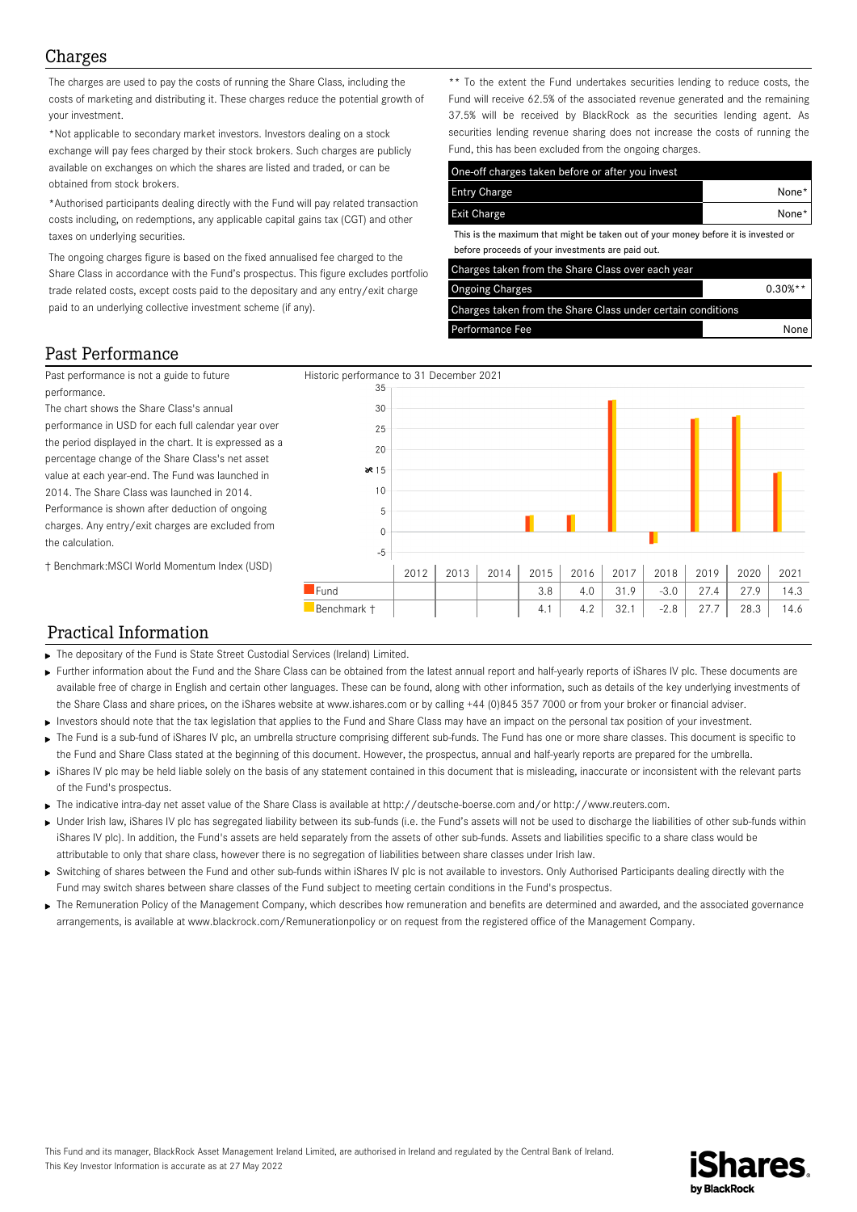## Charges

The charges are used to pay the costs of running the Share Class, including the costs of marketing and distributing it. These charges reduce the potential growth of your investment.

*Not applicable to secondary market investors. Investors dealing on a stock exchange will pay fees charged by their stock brokers. Such charges are publicly available on exchanges on which the shares are listed and traded, or can be obtained from stock brokers.

*Authorised participants dealing directly with the Fund will pay related transaction costs including, on redemptions, any applicable capital gains tax (CGT) and other taxes on underlying securities.

The ongoing charges figure is based on the fixed annualised fee charged to the Share Class in accordance with the Fund's prospectus. This figure excludes portfolio trade related costs, except costs paid to the depositary and any entry/exit charge paid to an underlying collective investment scheme (if any).

** To the extent the Fund undertakes securities lending to reduce costs, the Fund will receive 62.5% of the associated revenue generated and the remaining 37.5% will be received by BlackRock as the securities lending agent. As securities lending revenue sharing does not increase the costs of running the Fund, this has been excluded from the ongoing charges.

| One-off charges taken before or after you invest | |
|---|---|
| Entry Charge | None* |
| Exit Charge | None* |
| This is the maximum that might be taken out of your money before it is invested or before proceeds of your investments are paid out. | |
| **Charges taken from the Share Class over each year** | |
| Ongoing Charges | 0.30%** |
| **Charges taken from the Share Class under certain conditions** | |
| Performance Fee | None |

## Past Performance

Past performance is not a guide to future performance.

The chart shows the Share Class's annual performance in USD for each full calendar year over the period displayed in the chart. It is expressed as a percentage change of the Share Class's net asset value at each year-end. The Fund was launched in 2014. The Share Class was launched in 2014.

Performance is shown after deduction of ongoing charges. Any entry/exit charges are excluded from the calculation.

† Benchmark:MSCI World Momentum Index (USD)

Historic performance to 31 December 2021

%

35
30
25
20
15
10
5
0
-5

| | 2012 | 2013 | 2014 | 2015 | 2016 | 2017 | 2018 | 2019 | 2020 | 2021 |
|---|---|---|---|---|---|---|---|---|---|---|
| Fund | | | | 3.8 | 4.0 | 31.9 | -3.0 | 27.4 | 27.9 | 14.3 |
| Benchmark † | | | | 4.1 | 4.2 | 32.1 | -2.8 | 27.7 | 28.3 | 14.6 |

## Practical Information

- The depositary of the Fund is State Street Custodial Services (Ireland) Limited.
- Further information about the Fund and the Share Class can be obtained from the latest annual report and half-yearly reports of iShares IV plc. These documents are available free of charge in English and certain other languages. These can be found, along with other information, such as details of the key underlying investments of the Share Class and share prices, on the iShares website at www.ishares.com or by calling +44 (0)845 357 7000 or from your broker or financial adviser.
- Investors should note that the tax legislation that applies to the Fund and Share Class may have an impact on the personal tax position of your investment.
- The Fund is a sub-fund of iShares IV plc, an umbrella structure comprising different sub-funds. The Fund has one or more share classes. This document is specific to the Fund and Share Class stated at the beginning of this document. However, the prospectus, annual and half-yearly reports are prepared for the umbrella.
- iShares IV plc may be held liable solely on the basis of any statement contained in this document that is misleading, inaccurate or inconsistent with the relevant parts of the Fund's prospectus.
- The indicative intra-day net asset value of the Share Class is available at http://deutsche-boerse.com and/or http://www.reuters.com.
- Under Irish law, iShares IV plc has segregated liability between its sub-funds (i.e. the Fund's assets will not be used to discharge the liabilities of other sub-funds within iShares IV plc). In addition, the Fund's assets are held separately from the assets of other sub-funds. Assets and liabilities specific to a share class would be attributable to only that share class, however there is no segregation of liabilities between share classes under Irish law.
- Switching of shares between the Fund and other sub-funds within iShares IV plc is not available to investors. Only Authorised Participants dealing directly with the Fund may switch shares between share classes of the Fund subject to meeting certain conditions in the Fund's prospectus.
- The Remuneration Policy of the Management Company, which describes how remuneration and benefits are determined and awarded, and the associated governance arrangements, is available at www.blackrock.com/Remunerationpolicy or on request from the registered office of the Management Company.

This Fund and its manager, BlackRock Asset Management Ireland Limited, are authorised in Ireland and regulated by the Central Bank of Ireland.
This Key Investor Information is accurate as at 27 May 2022

iShares by BlackRock